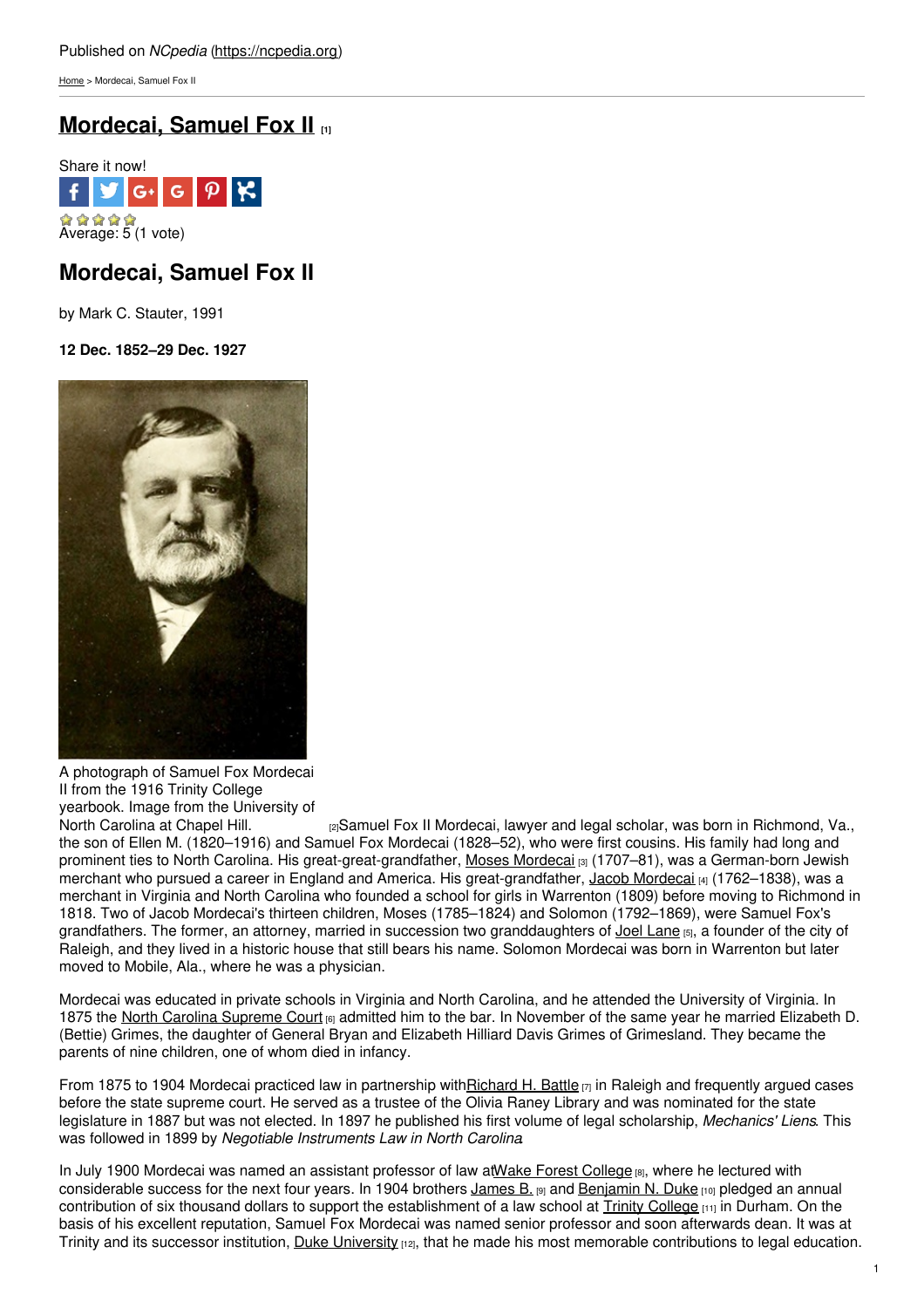Published on *NCpedia* (https://ncpedia.org)

Home > Mordecai, Samuel Fox II

# Mordecai, Samuel Fox II [1]

Share it now!

Average: 5 (1 vote)

## Mordecai, Samuel Fox II

by Mark C. Stauter, 1991

**12 Dec. 1852–29 Dec. 1927**

A photograph of Samuel Fox Mordecai II from the 1916 Trinity College yearbook. Image from the University of North Carolina at Chapel Hill. [2]

Samuel Fox II Mordecai, lawyer and legal scholar, was born in Richmond, Va., the son of Ellen M. (1820–1916) and Samuel Fox Mordecai (1828–52), who were first cousins. His family had long and prominent ties to North Carolina. His great-great-grandfather, Moses Mordecai [3] (1707–81), was a German-born Jewish merchant who pursued a career in England and America. His great-grandfather, Jacob Mordecai [4] (1762–1838), was a merchant in Virginia and North Carolina who founded a school for girls in Warrenton (1809) before moving to Richmond in 1818. Two of Jacob Mordecai's thirteen children, Moses (1785–1824) and Solomon (1792–1869), were Samuel Fox's grandfathers. The former, an attorney, married in succession two granddaughters of Joel Lane [5], a founder of the city of Raleigh, and they lived in a historic house that still bears his name. Solomon Mordecai was born in Warrenton but later moved to Mobile, Ala., where he was a physician.

Mordecai was educated in private schools in Virginia and North Carolina, and he attended the University of Virginia. In 1875 the North Carolina Supreme Court [6] admitted him to the bar. In November of the same year he married Elizabeth D. (Bettie) Grimes, the daughter of General Bryan and Elizabeth Hilliard Davis Grimes of Grimesland. They became the parents of nine children, one of whom died in infancy.

From 1875 to 1904 Mordecai practiced law in partnership with Richard H. Battle [7] in Raleigh and frequently argued cases before the state supreme court. He served as a trustee of the Olivia Raney Library and was nominated for the state legislature in 1887 but was not elected. In 1897 he published his first volume of legal scholarship, *Mechanics' Liens*. This was followed in 1899 by *Negotiable Instruments Law in North Carolina*

In July 1900 Mordecai was named an assistant professor of law at Wake Forest College [8], where he lectured with considerable success for the next four years. In 1904 brothers James B. [9] and Benjamin N. Duke [10] pledged an annual contribution of six thousand dollars to support the establishment of a law school at Trinity College [11] in Durham. On the basis of his excellent reputation, Samuel Fox Mordecai was named senior professor and soon afterwards dean. It was at Trinity and its successor institution, Duke University [12], that he made his most memorable contributions to legal education.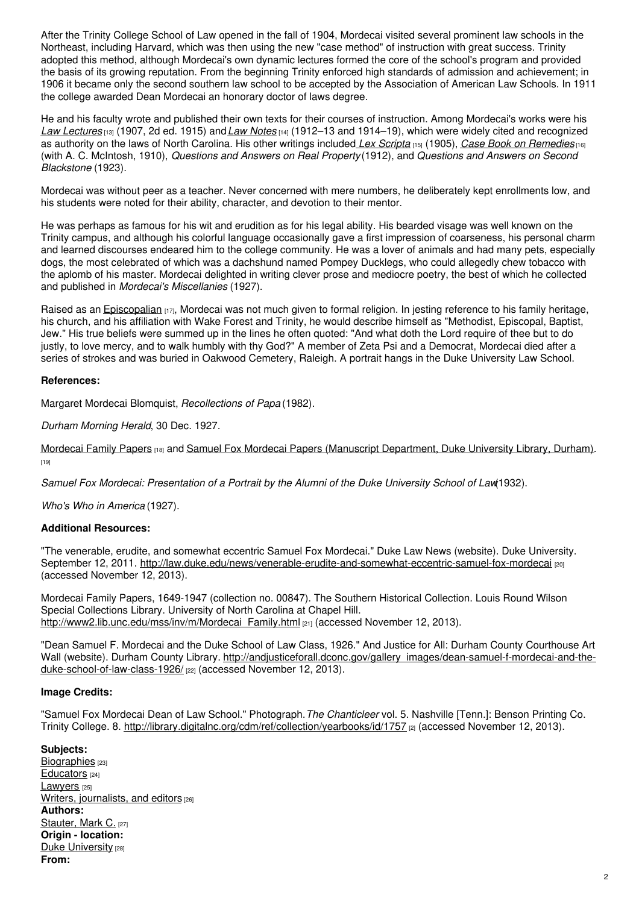After the Trinity College School of Law opened in the fall of 1904, Mordecai visited several prominent law schools in the Northeast, including Harvard, which was then using the new "case method" of instruction with great success. Trinity adopted this method, although Mordecai's own dynamic lectures formed the core of the school's program and provided the basis of its growing reputation. From the beginning Trinity enforced high standards of admission and achievement; in 1906 it became only the second southern law school to be accepted by the Association of American Law Schools. In 1911 the college awarded Dean Mordecai an honorary doctor of laws degree.

He and his faculty wrote and published their own texts for their courses of instruction. Among Mordecai's works were his *Law Lectures* [13] (1907, 2d ed. 1915) and *Law Notes* [14] (1912–13 and 1914–19), which were widely cited and recognized as authority on the laws of North Carolina. His other writings included *Lex Scripta* [15] (1905), *Case Book on Remedies* [16] (with A. C. McIntosh, 1910), *Questions and Answers on Real Property* (1912), and *Questions and Answers on Second Blackstone* (1923).

Mordecai was without peer as a teacher. Never concerned with mere numbers, he deliberately kept enrollments low, and his students were noted for their ability, character, and devotion to their mentor.

He was perhaps as famous for his wit and erudition as for his legal ability. His bearded visage was well known on the Trinity campus, and although his colorful language occasionally gave a first impression of coarseness, his personal charm and learned discourses endeared him to the college community. He was a lover of animals and had many pets, especially dogs, the most celebrated of which was a dachshund named Pompey Ducklegs, who could allegedly chew tobacco with the aplomb of his master. Mordecai delighted in writing clever prose and mediocre poetry, the best of which he collected and published in *Mordecai's Miscellanies* (1927).

Raised as an Episcopalian [17], Mordecai was not much given to formal religion. In jesting reference to his family heritage, his church, and his affiliation with Wake Forest and Trinity, he would describe himself as "Methodist, Episcopal, Baptist, Jew." His true beliefs were summed up in the lines he often quoted: "And what doth the Lord require of thee but to do justly, to love mercy, and to walk humbly with thy God?" A member of Zeta Psi and a Democrat, Mordecai died after a series of strokes and was buried in Oakwood Cemetery, Raleigh. A portrait hangs in the Duke University Law School.

**References:**

Margaret Mordecai Blomquist, *Recollections of Papa* (1982).

*Durham Morning Herald*, 30 Dec. 1927.

Mordecai Family Papers [18] and Samuel Fox Mordecai Papers (Manuscript Department, Duke University Library, Durham). [19]

*Samuel Fox Mordecai: Presentation of a Portrait by the Alumni of the Duke University School of Law* (1932).

*Who's Who in America* (1927).

**Additional Resources:**

"The venerable, erudite, and somewhat eccentric Samuel Fox Mordecai." Duke Law News (website). Duke University. September 12, 2011. http://law.duke.edu/news/venerable-erudite-and-somewhat-eccentric-samuel-fox-mordecai [20] (accessed November 12, 2013).

Mordecai Family Papers, 1649-1947 (collection no. 00847). The Southern Historical Collection. Louis Round Wilson Special Collections Library. University of North Carolina at Chapel Hill. http://www2.lib.unc.edu/mss/inv/m/Mordecai_Family.html [21] (accessed November 12, 2013).

"Dean Samuel F. Mordecai and the Duke School of Law Class, 1926." And Justice for All: Durham County Courthouse Art Wall (website). Durham County Library. http://andjusticeforall.dconc.gov/gallery_images/dean-samuel-f-mordecai-and-the-duke-school-of-law-class-1926/ [22] (accessed November 12, 2013).

**Image Credits:**

"Samuel Fox Mordecai Dean of Law School." Photograph. *The Chanticleer* vol. 5. Nashville [Tenn.]: Benson Printing Co. Trinity College. 8. http://library.digitalnc.org/cdm/ref/collection/yearbooks/id/1757 [2] (accessed November 12, 2013).

**Subjects:**
Biographies [23]
Educators [24]
Lawyers [25]
Writers, journalists, and editors [26]
**Authors:**
Stauter, Mark C. [27]
**Origin - location:**
Duke University [28]
**From:**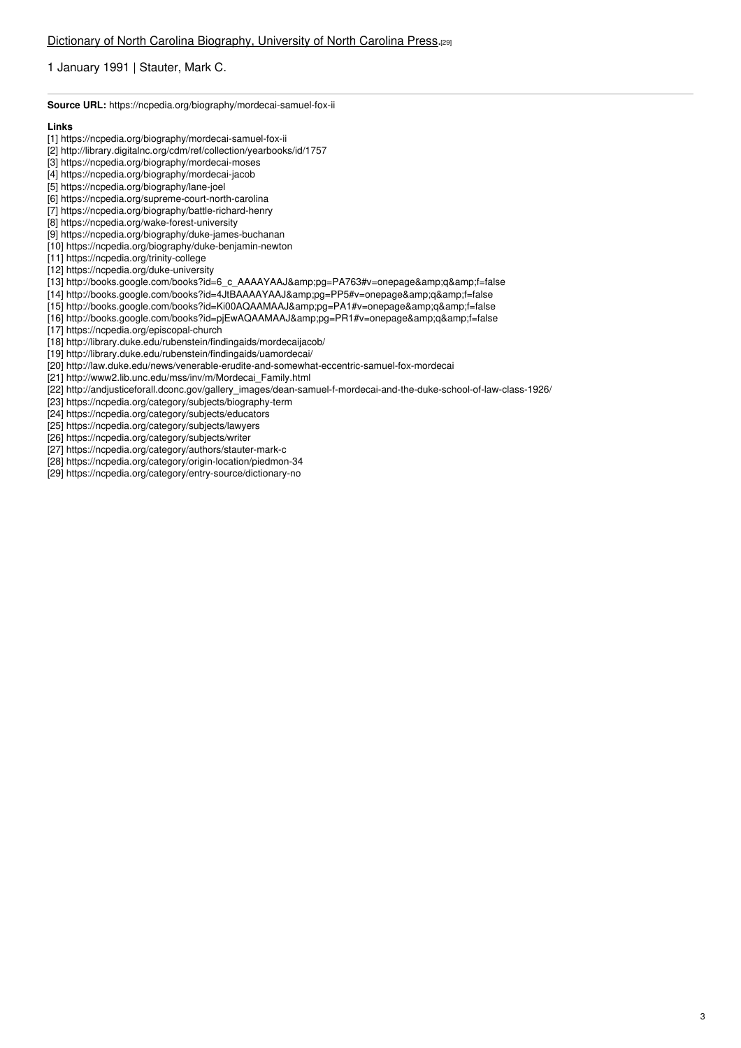[Dictionary of North Carolina Biography, University of North Carolina Press.](https://ncpedia.org/category/entry-source/dictionary-no)[29]

1 January 1991 | Stauter, Mark C.

---

**Source URL:** https://ncpedia.org/biography/mordecai-samuel-fox-ii

**Links**

[1] https://ncpedia.org/biography/mordecai-samuel-fox-ii
[2] http://library.digitalnc.org/cdm/ref/collection/yearbooks/id/1757
[3] https://ncpedia.org/biography/mordecai-moses
[4] https://ncpedia.org/biography/mordecai-jacob
[5] https://ncpedia.org/biography/lane-joel
[6] https://ncpedia.org/supreme-court-north-carolina
[7] https://ncpedia.org/biography/battle-richard-henry
[8] https://ncpedia.org/wake-forest-university
[9] https://ncpedia.org/biography/duke-james-buchanan
[10] https://ncpedia.org/biography/duke-benjamin-newton
[11] https://ncpedia.org/trinity-college
[12] https://ncpedia.org/duke-university
[13] http://books.google.com/books?id=6_c_AAAAYAAJ&amp;pg=PA763#v=onepage&amp;q&amp;f=false
[14] http://books.google.com/books?id=4JtBAAAAYAAJ&amp;pg=PP5#v=onepage&amp;q&amp;f=false
[15] http://books.google.com/books?id=Ki00AQAAMAAJ&amp;pg=PA1#v=onepage&amp;q&amp;f=false
[16] http://books.google.com/books?id=pjEwAQAAMAAJ&amp;pg=PR1#v=onepage&amp;q&amp;f=false
[17] https://ncpedia.org/episcopal-church
[18] http://library.duke.edu/rubenstein/findingaids/mordecaijacob/
[19] http://library.duke.edu/rubenstein/findingaids/uamordecai/
[20] http://law.duke.edu/news/venerable-erudite-and-somewhat-eccentric-samuel-fox-mordecai
[21] http://www2.lib.unc.edu/mss/inv/m/Mordecai_Family.html
[22] http://andjusticeforall.dconc.gov/gallery_images/dean-samuel-f-mordecai-and-the-duke-school-of-law-class-1926/
[23] https://ncpedia.org/category/subjects/biography-term
[24] https://ncpedia.org/category/subjects/educators
[25] https://ncpedia.org/category/subjects/lawyers
[26] https://ncpedia.org/category/subjects/writer
[27] https://ncpedia.org/category/authors/stauter-mark-c
[28] https://ncpedia.org/category/origin-location/piedmon-34
[29] https://ncpedia.org/category/entry-source/dictionary-no